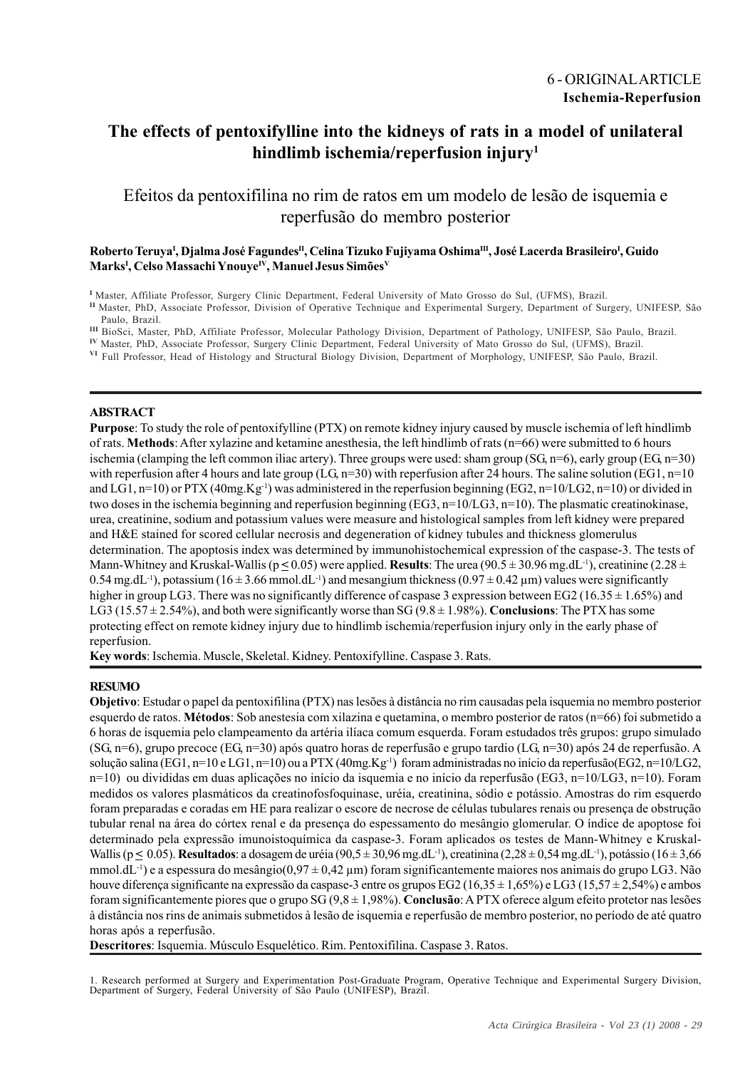6 - ORIGINAL ARTICLE
**Ischemia-Reperfusion**

# The effects of pentoxifylline into the kidneys of rats in a model of unilateral hindlimb ischemia/reperfusion injury[1]

## Efeitos da pentoxifilina no rim de ratos em um modelo de lesão de isquemia e reperfusão do membro posterior

**Roberto Teruya[I], Djalma José Fagundes[II], Celina Tizuko Fujiyama Oshima[III], José Lacerda Brasileiro[I], Guido Marks[I], Celso Massachi Ynouye[IV], Manuel Jesus Simões[V]**

[I] Master, Affiliate Professor, Surgery Clinic Department, Federal University of Mato Grosso do Sul, (UFMS), Brazil.
[II] Master, PhD, Associate Professor, Division of Operative Technique and Experimental Surgery, Department of Surgery, UNIFESP, São Paulo, Brazil.
[III] BioSci, Master, PhD, Affiliate Professor, Molecular Pathology Division, Department of Pathology, UNIFESP, São Paulo, Brazil.
[IV] Master, PhD, Associate Professor, Surgery Clinic Department, Federal University of Mato Grosso do Sul, (UFMS), Brazil.
[VI] Full Professor, Head of Histology and Structural Biology Division, Department of Morphology, UNIFESP, São Paulo, Brazil.

### ABSTRACT

**Purpose**: To study the role of pentoxifylline (PTX) on remote kidney injury caused by muscle ischemia of left hindlimb of rats. **Methods**: After xylazine and ketamine anesthesia, the left hindlimb of rats (n=66) were submitted to 6 hours ischemia (clamping the left common iliac artery). Three groups were used: sham group (SG, n=6), early group (EG, n=30) with reperfusion after 4 hours and late group (LG, n=30) with reperfusion after 24 hours. The saline solution (EG1, n=10 and LG1, n=10) or PTX (40mg.Kg$^{-1}$) was administered in the reperfusion beginning (EG2, n=10/LG2, n=10) or divided in two doses in the ischemia beginning and reperfusion beginning (EG3, n=10/LG3, n=10). The plasmatic creatinokinase, urea, creatinine, sodium and potassium values were measure and histological samples from left kidney were prepared and H&E stained for scored cellular necrosis and degeneration of kidney tubules and thickness glomerulus determination. The apoptosis index was determined by immunohistochemical expression of the caspase-3. The tests of Mann-Whitney and Kruskal-Wallis ($p \leq 0.05$) were applied. **Results**: The urea (90.5 ± 30.96 mg.dL$^{-1}$), creatinine (2.28 ± 0.54 mg.dL$^{-1}$), potassium (16 ± 3.66 mmol.dL$^{-1}$) and mesangium thickness (0.97 ± 0.42 µm) values were significantly higher in group LG3. There was no significantly difference of caspase 3 expression between EG2 (16.35 ± 1.65%) and LG3 (15.57 ± 2.54%), and both were significantly worse than SG (9.8 ± 1.98%). **Conclusions**: The PTX has some protecting effect on remote kidney injury due to hindlimb ischemia/reperfusion injury only in the early phase of reperfusion.

**Key words**: Ischemia. Muscle, Skeletal. Kidney. Pentoxifylline. Caspase 3. Rats.

### RESUMO

**Objetivo**: Estudar o papel da pentoxifilina (PTX) nas lesões à distância no rim causadas pela isquemia no membro posterior esquerdo de ratos. **Métodos**: Sob anestesia com xilazina e quetamina, o membro posterior de ratos (n=66) foi submetido a 6 horas de isquemia pelo clampeamento da artéria ilíaca comum esquerda. Foram estudados três grupos: grupo simulado (SG, n=6), grupo precoce (EG, n=30) após quatro horas de reperfusão e grupo tardio (LG, n=30) após 24 de reperfusão. A solução salina (EG1, n=10 e LG1, n=10) ou a PTX (40mg.Kg$^{-1}$) foram administradas no início da reperfusão(EG2, n=10/LG2, n=10) ou divididas em duas aplicações no início da isquemia e no início da reperfusão (EG3, n=10/LG3, n=10). Foram medidos os valores plasmáticos da creatinofosfoquinase, uréia, creatinina, sódio e potássio. Amostras do rim esquerdo foram preparadas e coradas em HE para realizar o escore de necrose de células tubulares renais ou presença de obstrução tubular renal na área do córtex renal e da presença do espessamento do mesângio glomerular. O índice de apoptose foi determinado pela expressão imunoistoquímica da caspase-3. Foram aplicados os testes de Mann-Whitney e Kruskal-Wallis ($p \leq 0.05$). **Resultados**: a dosagem de uréia (90,5 ± 30,96 mg.dL$^{-1}$), creatinina (2,28 ± 0,54 mg.dL$^{-1}$), potássio (16 ± 3,66 mmol.dL$^{-1}$) e a espessura do mesângio(0,97 ± 0,42 µm) foram significantemente maiores nos animais do grupo LG3. Não houve diferença significante na expressão da caspase-3 entre os grupos EG2 (16,35 ± 1,65%) e LG3 (15,57 ± 2,54%) e ambos foram significantemente piores que o grupo SG (9,8 ± 1,98%). **Conclusão**: A PTX oferece algum efeito protetor nas lesões à distância nos rins de animais submetidos à lesão de isquemia e reperfusão de membro posterior, no período de até quatro horas após a reperfusão.

**Descritores**: Isquemia. Músculo Esquelético. Rim. Pentoxifilina. Caspase 3. Ratos.

1. Research performed at Surgery and Experimentation Post-Graduate Program, Operative Technique and Experimental Surgery Division, Department of Surgery, Federal University of São Paulo (UNIFESP), Brazil.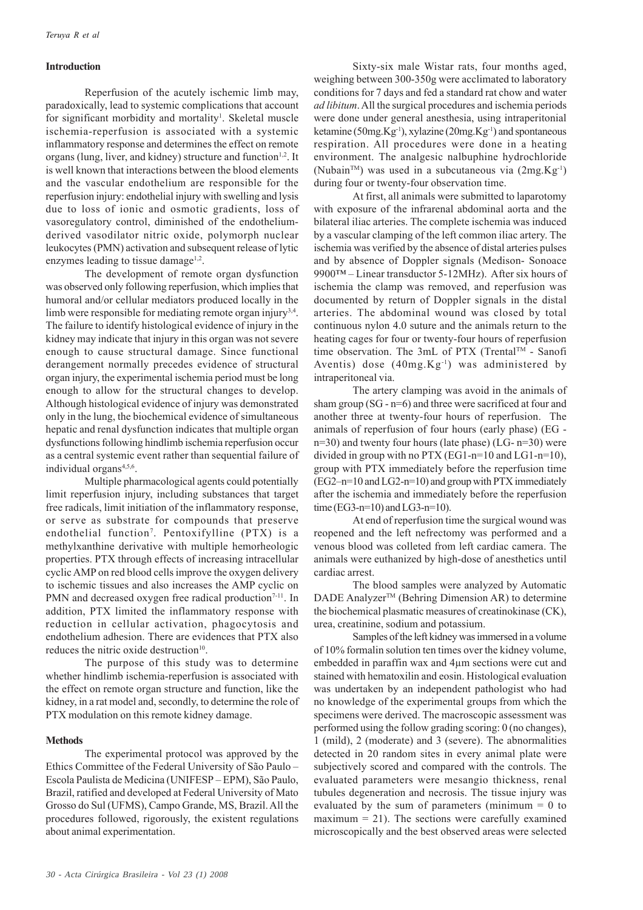## Introduction

Reperfusion of the acutely ischemic limb may, paradoxically, lead to systemic complications that account for significant morbidity and mortality[1]. Skeletal muscle ischemia-reperfusion is associated with a systemic inflammatory response and determines the effect on remote organs (lung, liver, and kidney) structure and function[1,2]. It is well known that interactions between the blood elements and the vascular endothelium are responsible for the reperfusion injury: endothelial injury with swelling and lysis due to loss of ionic and osmotic gradients, loss of vasoregulatory control, diminished of the endothelium-derived vasodilator nitric oxide, polymorph nuclear leukocytes (PMN) activation and subsequent release of lytic enzymes leading to tissue damage[1,2].

The development of remote organ dysfunction was observed only following reperfusion, which implies that humoral and/or cellular mediators produced locally in the limb were responsible for mediating remote organ injury[3,4]. The failure to identify histological evidence of injury in the kidney may indicate that injury in this organ was not severe enough to cause structural damage. Since functional derangement normally precedes evidence of structural organ injury, the experimental ischemia period must be long enough to allow for the structural changes to develop. Although histological evidence of injury was demonstrated only in the lung, the biochemical evidence of simultaneous hepatic and renal dysfunction indicates that multiple organ dysfunctions following hindlimb ischemia reperfusion occur as a central systemic event rather than sequential failure of individual organs[4,5,6].

Multiple pharmacological agents could potentially limit reperfusion injury, including substances that target free radicals, limit initiation of the inflammatory response, or serve as substrate for compounds that preserve endothelial function[7]. Pentoxifylline (PTX) is a methylxanthine derivative with multiple hemorheologic properties. PTX through effects of increasing intracellular cyclic AMP on red blood cells improve the oxygen delivery to ischemic tissues and also increases the AMP cyclic on PMN and decreased oxygen free radical production[7-11]. In addition, PTX limited the inflammatory response with reduction in cellular activation, phagocytosis and endothelium adhesion. There are evidences that PTX also reduces the nitric oxide destruction[10].

The purpose of this study was to determine whether hindlimb ischemia-reperfusion is associated with the effect on remote organ structure and function, like the kidney, in a rat model and, secondly, to determine the role of PTX modulation on this remote kidney damage.

## Methods

The experimental protocol was approved by the Ethics Committee of the Federal University of São Paulo – Escola Paulista de Medicina (UNIFESP – EPM), São Paulo, Brazil, ratified and developed at Federal University of Mato Grosso do Sul (UFMS), Campo Grande, MS, Brazil. All the procedures followed, rigorously, the existent regulations about animal experimentation.

Sixty-six male Wistar rats, four months aged, weighing between 300-350g were acclimated to laboratory conditions for 7 days and fed a standard rat chow and water *ad libitum*. All the surgical procedures and ischemia periods were done under general anesthesia, using intraperitonial ketamine ($50mg.Kg^{-1}$), xylazine ($20mg.Kg^{-1}$) and spontaneous respiration. All procedures were done in a heating environment. The analgesic nalbuphine hydrochloride (Nubain™) was used in a subcutaneous via ($2mg.Kg^{-1}$) during four or twenty-four observation time.

At first, all animals were submitted to laparotomy with exposure of the infrarenal abdominal aorta and the bilateral iliac arteries. The complete ischemia was induced by a vascular clamping of the left common iliac artery. The ischemia was verified by the absence of distal arteries pulses and by absence of Doppler signals (Medison- Sonoace 9900™ – Linear transductor 5-12MHz). After six hours of ischemia the clamp was removed, and reperfusion was documented by return of Doppler signals in the distal arteries. The abdominal wound was closed by total continuous nylon 4.0 suture and the animals return to the heating cages for four or twenty-four hours of reperfusion time observation. The 3mL of PTX (Trental™ - Sanofi Aventis) dose ($40mg.Kg^{-1}$) was administered by intraperitoneal via.

The artery clamping was avoid in the animals of sham group (SG - n=6) and three were sacrificed at four and another three at twenty-four hours of reperfusion. The animals of reperfusion of four hours (early phase) (EG - n=30) and twenty four hours (late phase) (LG- n=30) were divided in group with no PTX (EG1-n=10 and LG1-n=10), group with PTX immediately before the reperfusion time (EG2–n=10 and LG2-n=10) and group with PTX immediately after the ischemia and immediately before the reperfusion time (EG3-n=10) and LG3-n=10).

At end of reperfusion time the surgical wound was reopened and the left nefrectomy was performed and a venous blood was colleted from left cardiac camera. The animals were euthanized by high-dose of anesthetics until cardiac arrest.

The blood samples were analyzed by Automatic DADE Analyzer™ (Behring Dimension AR) to determine the biochemical plasmatic measures of creatinokinase (CK), urea, creatinine, sodium and potassium.

Samples of the left kidney was immersed in a volume of 10% formalin solution ten times over the kidney volume, embedded in paraffin wax and 4μm sections were cut and stained with hematoxilin and eosin. Histological evaluation was undertaken by an independent pathologist who had no knowledge of the experimental groups from which the specimens were derived. The macroscopic assessment was performed using the follow grading scoring: 0 (no changes), 1 (mild), 2 (moderate) and 3 (severe). The abnormalities detected in 20 random sites in every animal plate were subjectively scored and compared with the controls. The evaluated parameters were mesangio thickness, renal tubules degeneration and necrosis. The tissue injury was evaluated by the sum of parameters (minimum = 0 to maximum = 21). The sections were carefully examined microscopically and the best observed areas were selected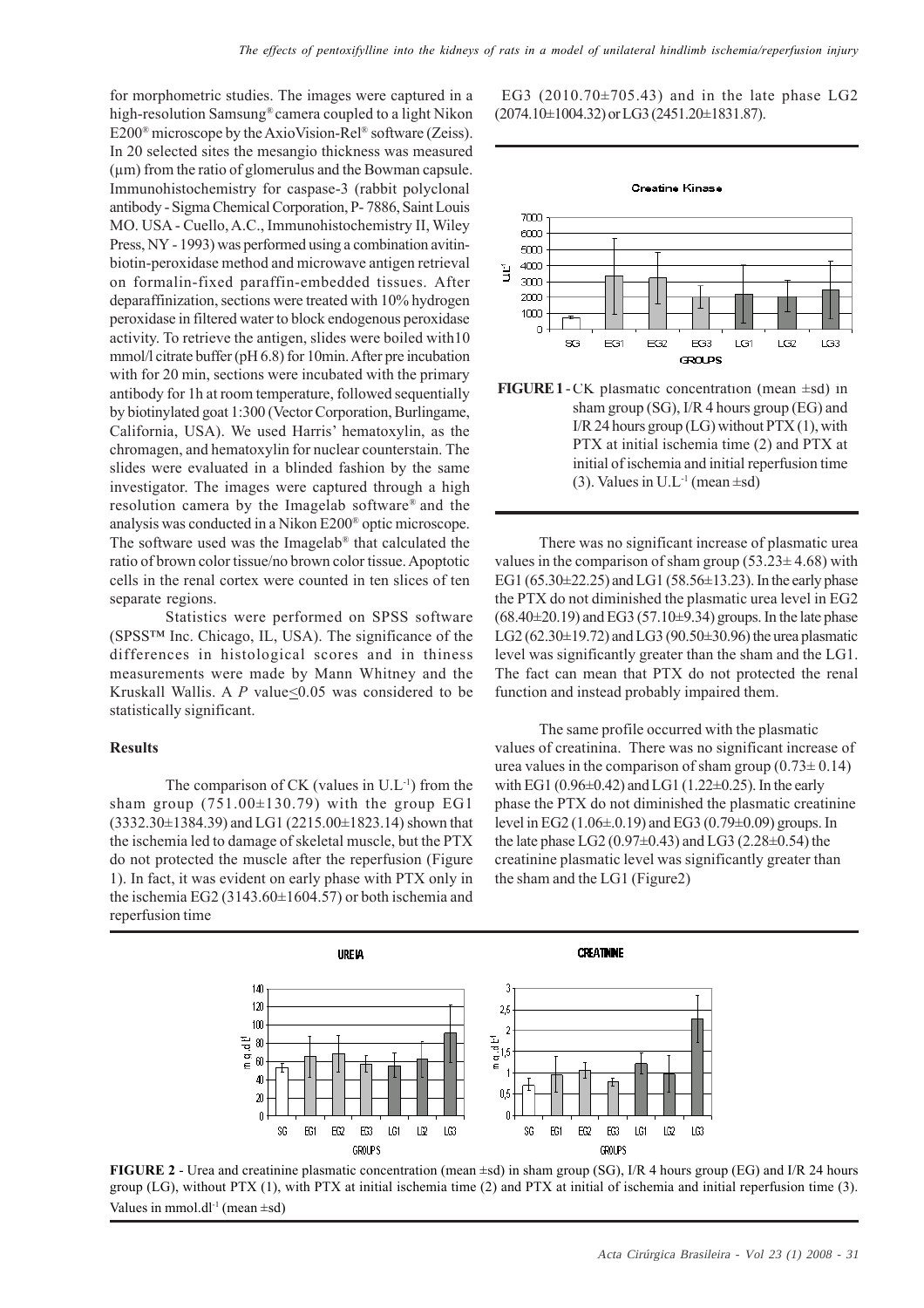for morphometric studies. The images were captured in a high-resolution Samsung® camera coupled to a light Nikon E200® microscope by the AxioVision-Rel® software (Zeiss). In 20 selected sites the mesangio thickness was measured (µm) from the ratio of glomerulus and the Bowman capsule. Immunohistochemistry for caspase-3 (rabbit polyclonal antibody - Sigma Chemical Corporation, P- 7886, Saint Louis MO. USA - Cuello, A.C., Immunohistochemistry II, Wiley Press, NY - 1993) was performed using a combination avitin-biotin-peroxidase method and microwave antigen retrieval on formalin-fixed paraffin-embedded tissues. After deparaffinization, sections were treated with 10% hydrogen peroxidase in filtered water to block endogenous peroxidase activity. To retrieve the antigen, slides were boiled with10 mmol/l citrate buffer (pH 6.8) for 10min. After pre incubation with for 20 min, sections were incubated with the primary antibody for 1h at room temperature, followed sequentially by biotinylated goat 1:300 (Vector Corporation, Burlingame, California, USA). We used Harris' hematoxylin, as the chromagen, and hematoxylin for nuclear counterstain. The slides were evaluated in a blinded fashion by the same investigator. The images were captured through a high resolution camera by the Imagelab software® and the analysis was conducted in a Nikon E200® optic microscope. The software used was the Imagelab® that calculated the ratio of brown color tissue/no brown color tissue. Apoptotic cells in the renal cortex were counted in ten slices of ten separate regions.

Statistics were performed on SPSS software (SPSS™ Inc. Chicago, IL, USA). The significance of the differences in histological scores and in thiness measurements were made by Mann Whitney and the Kruskall Wallis. A $P$ value$\leq$0.05 was considered to be statistically significant.

**Results**

The comparison of CK (values in U.L$^{-1}$) from the sham group (751.00±130.79) with the group EG1 (3332.30±1384.39) and LG1 (2215.00±1823.14) shown that the ischemia led to damage of skeletal muscle, but the PTX do not protected the muscle after the reperfusion (Figure 1). In fact, it was evident on early phase with PTX only in the ischemia EG2 (3143.60±1604.57) or both ischemia and reperfusion time EG3 (2010.70±705.43) and in the late phase LG2 (2074.10±1004.32) or LG3 (2451.20±1831.87).

Creatine Kinase

7000
6000
5000
4000
3000
2000
1000
0

U.L$^{-1}$

SG EG1 EG2 EG3 LG1 LG2 LG3

GROUPS

**FIGURE 1** - CK plasmatic concentration (mean ±sd) in sham group (SG), I/R 4 hours group (EG) and I/R 24 hours group (LG) without PTX (1), with PTX at initial ischemia time (2) and PTX at initial of ischemia and initial reperfusion time (3). Values in U.L$^{-1}$ (mean ±sd)

There was no significant increase of plasmatic urea values in the comparison of sham group (53.23± 4.68) with EG1 (65.30±22.25) and LG1 (58.56±13.23). In the early phase the PTX do not diminished the plasmatic urea level in EG2 (68.40±20.19) and EG3 (57.10±9.34) groups. In the late phase LG2 (62.30±19.72) and LG3 (90.50±30.96) the urea plasmatic level was significantly greater than the sham and the LG1. The fact can mean that PTX do not protected the renal function and instead probably impaired them.

The same profile occurred with the plasmatic values of creatinina. There was no significant increase of urea values in the comparison of sham group (0.73± 0.14) with EG1 (0.96±0.42) and LG1 (1.22±0.25). In the early phase the PTX do not diminished the plasmatic creatinine level in EG2 (1.06±.0.19) and EG3 (0.79±0.09) groups. In the late phase LG2 (0.97±0.43) and LG3 (2.28±0.54) the creatinine plasmatic level was significantly greater than the sham and the LG1 (Figure2)

UREIA

140
120
100
80
60
40
20
0

mg.dl$^{-1}$

SG EG1 EG2 EG3 LG1 LG2 LG3

GROUPS

CREATININE

3
2,5
2
1,5
1
0,5
0

mg.dl$^{-1}$

SG EG1 EG2 EG3 LG1 LG2 LG3

GROUPS

**FIGURE 2** - Urea and creatinine plasmatic concentration (mean ±sd) in sham group (SG), I/R 4 hours group (EG) and I/R 24 hours group (LG), without PTX (1), with PTX at initial ischemia time (2) and PTX at initial of ischemia and initial reperfusion time (3). Values in mmol.dl$^{-1}$ (mean ±sd)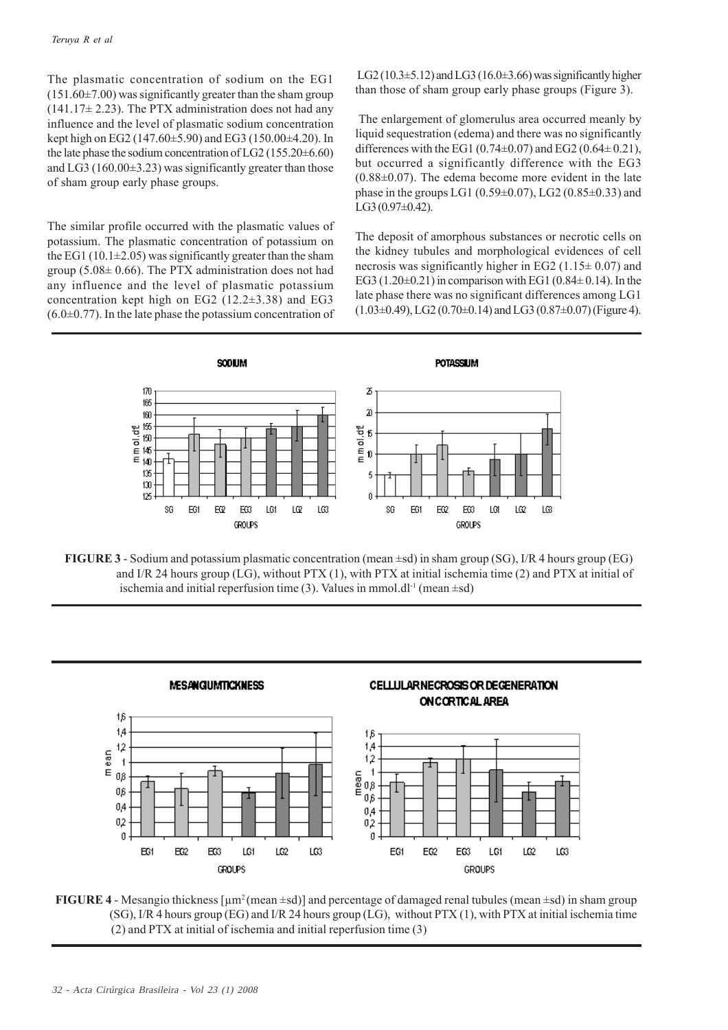The plasmatic concentration of sodium on the EG1 (151.60±7.00) was significantly greater than the sham group (141.17± 2.23). The PTX administration does not had any influence and the level of plasmatic sodium concentration kept high on EG2 (147.60±5.90) and EG3 (150.00±4.20). In the late phase the sodium concentration of LG2 (155.20±6.60) and LG3 (160.00±3.23) was significantly greater than those of sham group early phase groups.

The similar profile occurred with the plasmatic values of potassium. The plasmatic concentration of potassium on the EG1 (10.1±2.05) was significantly greater than the sham group (5.08± 0.66). The PTX administration does not had any influence and the level of plasmatic potassium concentration kept high on EG2 (12.2±3.38) and EG3 (6.0±0.77). In the late phase the potassium concentration of LG2 (10.3±5.12) and LG3 (16.0±3.66) was significantly higher than those of sham group early phase groups (Figure 3).

The enlargement of glomerulus area occurred meanly by liquid sequestration (edema) and there was no significantly differences with the EG1 (0.74±0.07) and EG2 (0.64± 0.21), but occurred a significantly difference with the EG3 (0.88±0.07). The edema become more evident in the late phase in the groups LG1 (0.59±0.07), LG2 (0.85±0.33) and LG3 (0.97±0.42).

The deposit of amorphous substances or necrotic cells on the kidney tubules and morphological evidences of cell necrosis was significantly higher in EG2 (1.15± 0.07) and EG3 (1.20±0.21) in comparison with EG1 (0.84± 0.14). In the late phase there was no significant differences among LG1 (1.03±0.49), LG2 (0.70±0.14) and LG3 (0.87±0.07) (Figure 4).

SODIUM

mmol.dl⁻¹

170
165
160
155
150
145
140
135
130
125

SG EG1 EG2 EG3 LG1 LG2 LG3

GROUPS

POTASSIUM

mmol.dl⁻¹

25
20
15
10
5
0

SG EG1 EG2 EG3 LG1 LG2 LG3

GROUPS

**FIGURE 3** - Sodium and potassium plasmatic concentration (mean ±sd) in sham group (SG), I/R 4 hours group (EG) and I/R 24 hours group (LG), without PTX (1), with PTX at initial ischemia time (2) and PTX at initial of ischemia and initial reperfusion time (3). Values in mmol.dl$^{-1}$ (mean ±sd)

MESANGIUM TICKNESS

mean

1,6
1,4
1,2
1
0,8
0,6
0,4
0,2
0

EG1 EG2 EG3 LG1 LG2 LG3

GROUPS

CELLULAR NECROSIS OR DEGENERATION ON CORTICAL AREA

mean

1,6
1,4
1,2
1
0,8
0,6
0,4
0,2
0

EG1 EG2 EG3 LG1 LG2 LG3

GROUPS

**FIGURE 4** - Mesangio thickness [$\mu m^2$ (mean ±sd)] and percentage of damaged renal tubules (mean ±sd) in sham group (SG), I/R 4 hours group (EG) and I/R 24 hours group (LG), without PTX (1), with PTX at initial ischemia time (2) and PTX at initial of ischemia and initial reperfusion time (3)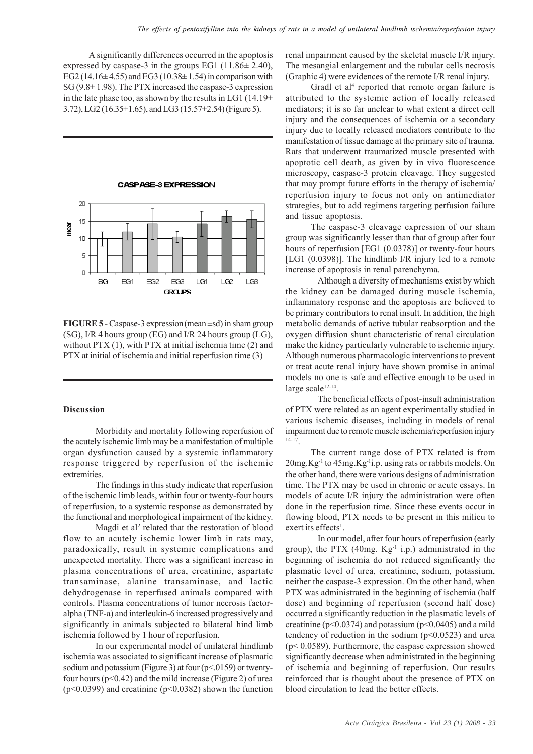A significantly differences occurred in the apoptosis expressed by caspase-3 in the groups EG1 (11.86± 2.40), EG2 (14.16± 4.55) and EG3 (10.38± 1.54) in comparison with SG (9.8± 1.98). The PTX increased the caspase-3 expression in the late phase too, as shown by the results in LG1 (14.19± 3.72), LG2 (16.35±1.65), and LG3 (15.57±2.54) (Figure 5).

CASPASE-3 EXPRESSION

mean

0
5
10
15
20

SG EG1 EG2 EG3 LG1 LG2 LG3

GROUPS

**FIGURE 5** - Caspase-3 expression (mean ±sd) in sham group (SG), I/R 4 hours group (EG) and I/R 24 hours group (LG), without PTX (1), with PTX at initial ischemia time (2) and PTX at initial of ischemia and initial reperfusion time (3)

## Discussion

Morbidity and mortality following reperfusion of the acutely ischemic limb may be a manifestation of multiple organ dysfunction caused by a systemic inflammatory response triggered by reperfusion of the ischemic extremities.

The findings in this study indicate that reperfusion of the ischemic limb leads, within four or twenty-four hours of reperfusion, to a systemic response as demonstrated by the functional and morphological impairment of the kidney.

Magdi et al[2] related that the restoration of blood flow to an acutely ischemic lower limb in rats may, paradoxically, result in systemic complications and unexpected mortality. There was a significant increase in plasma concentrations of urea, creatinine, aspartate transaminase, alanine transaminase, and lactic dehydrogenase in reperfused animals compared with controls. Plasma concentrations of tumor necrosis factor-alpha (TNF-a) and interleukin-6 increased progressively and significantly in animals subjected to bilateral hind limb ischemia followed by 1 hour of reperfusion.

In our experimental model of unilateral hindlimb ischemia was associated to significant increase of plasmatic sodium and potassium (Figure 3) at four ($p<.0159$) or twenty-four hours ($p<0.42$) and the mild increase (Figure 2) of urea ($p<0.0399$) and creatinine ($p<0.0382$) shown the function renal impairment caused by the skeletal muscle I/R injury. The mesangial enlargement and the tubular cells necrosis (Graphic 4) were evidences of the remote I/R renal injury.

Gradl et al[4] reported that remote organ failure is attributed to the systemic action of locally released mediators; it is so far unclear to what extent a direct cell injury and the consequences of ischemia or a secondary injury due to locally released mediators contribute to the manifestation of tissue damage at the primary site of trauma. Rats that underwent traumatized muscle presented with apoptotic cell death, as given by in vivo fluorescence microscopy, caspase-3 protein cleavage. They suggested that may prompt future efforts in the therapy of ischemia/reperfusion injury to focus not only on antimediator strategies, but to add regimens targeting perfusion failure and tissue apoptosis.

The caspase-3 cleavage expression of our sham group was significantly lesser than that of group after four hours of reperfusion [EG1 (0.0378)] or twenty-four hours [LG1 (0.0398)]. The hindlimb I/R injury led to a remote increase of apoptosis in renal parenchyma.

Although a diversity of mechanisms exist by which the kidney can be damaged during muscle ischemia, inflammatory response and the apoptosis are believed to be primary contributors to renal insult. In addition, the high metabolic demands of active tubular reabsorption and the oxygen diffusion shunt characteristic of renal circulation make the kidney particularly vulnerable to ischemic injury. Although numerous pharmacologic interventions to prevent or treat acute renal injury have shown promise in animal models no one is safe and effective enough to be used in large scale[12-14].

The beneficial effects of post-insult administration of PTX were related as an agent experimentally studied in various ischemic diseases, including in models of renal impairment due to remote muscle ischemia/reperfusion injury [14-17].

The current range dose of PTX related is from $20mg.Kg^{-1}$ to $45mg.Kg^{-1}$i.p. using rats or rabbits models. On the other hand, there were various designs of administration time. The PTX may be used in chronic or acute essays. In models of acute I/R injury the administration were often done in the reperfusion time. Since these events occur in flowing blood, PTX needs to be present in this milieu to exert its effects[1].

In our model, after four hours of reperfusion (early group), the PTX ($40mg.\ Kg^{-1}$ i.p.) administrated in the beginning of ischemia do not reduced significantly the plasmatic level of urea, creatinine, sodium, potassium, neither the caspase-3 expression. On the other hand, when PTX was administrated in the beginning of ischemia (half dose) and beginning of reperfusion (second half dose) occurred a significantly reduction in the plasmatic levels of creatinine ($p<0.0374$) and potassium ($p<0.0405$) and a mild tendency of reduction in the sodium ($p<0.0523$) and urea ($p< 0.0589$). Furthermore, the caspase expression showed significantly decrease when administrated in the beginning of ischemia and beginning of reperfusion. Our results reinforced that is thought about the presence of PTX on blood circulation to lead the better effects.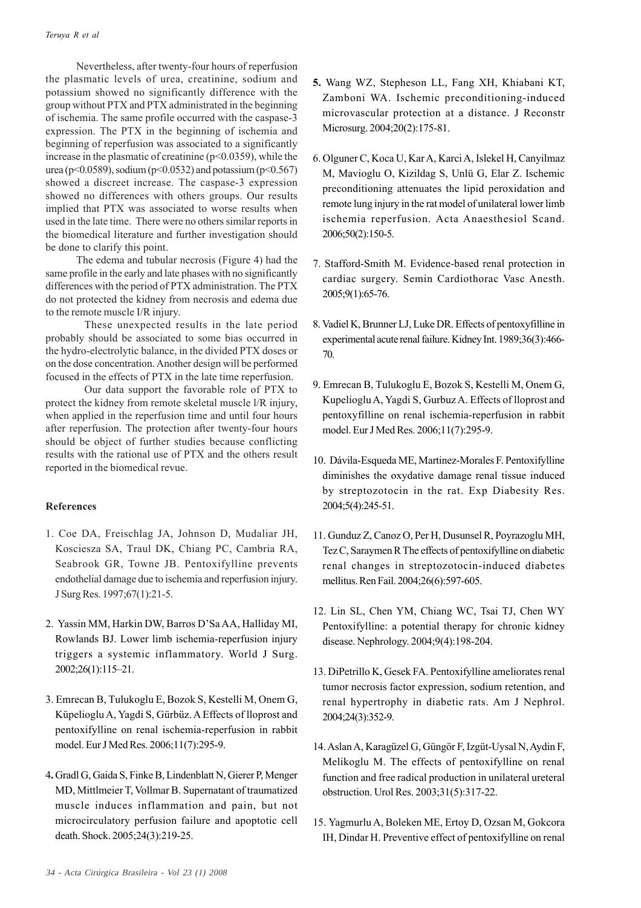Nevertheless, after twenty-four hours of reperfusion the plasmatic levels of urea, creatinine, sodium and potassium showed no significantly difference with the group without PTX and PTX administrated in the beginning of ischemia. The same profile occurred with the caspase-3 expression. The PTX in the beginning of ischemia and beginning of reperfusion was associated to a significantly increase in the plasmatic of creatinine ($p<0.0359$), while the urea ($p<0.0589$), sodium ($p<0.0532$) and potassium ($p<0.567$) showed a discreet increase. The caspase-3 expression showed no differences with others groups. Our results implied that PTX was associated to worse results when used in the late time. There were no others similar reports in the biomedical literature and further investigation should be done to clarify this point.

The edema and tubular necrosis (Figure 4) had the same profile in the early and late phases with no significantly differences with the period of PTX administration. The PTX do not protected the kidney from necrosis and edema due to the remote muscle I/R injury.

These unexpected results in the late period probably should be associated to some bias occurred in the hydro-electrolytic balance, in the divided PTX doses or on the dose concentration. Another design will be performed focused in the effects of PTX in the late time reperfusion.

Our data support the favorable role of PTX to protect the kidney from remote skeletal muscle I/R injury, when applied in the reperfusion time and until four hours after reperfusion. The protection after twenty-four hours should be object of further studies because conflicting results with the rational use of PTX and the others result reported in the biomedical revue.

#### References

1. Coe DA, Freischlag JA, Johnson D, Mudaliar JH, Kosciesza SA, Traul DK, Chiang PC, Cambria RA, Seabrook GR, Towne JB. Pentoxifylline prevents endothelial damage due to ischemia and reperfusion injury. J Surg Res. 1997;67(1):21-5.

2. Yassin MM, Harkin DW, Barros D'Sa AA, Halliday MI, Rowlands BJ. Lower limb ischemia-reperfusion injury triggers a systemic inflammatory. World J Surg. 2002;26(1):115–21.

3. Emrecan B, Tulukoglu E, Bozok S, Kestelli M, Onem G, Küpelioglu A, Yagdi S, Gürbüz. A Effects of lloprost and pentoxifylline on renal ischemia-reperfusion in rabbit model. Eur J Med Res. 2006;11(7):295-9.

4. Gradl G, Gaida S, Finke B, Lindenblatt N, Gierer P, Menger MD, Mittlmeier T, Vollmar B. Supernatant of traumatized muscle induces inflammation and pain, but not microcirculatory perfusion failure and apoptotic cell death. Shock. 2005;24(3):219-25.

5. Wang WZ, Stepheson LL, Fang XH, Khiabani KT, Zamboni WA. Ischemic preconditioning-induced microvascular protection at a distance. J Reconstr Microsurg. 2004;20(2):175-81.

6. Olguner C, Koca U, Kar A, Karci A, Islekel H, Canyilmaz M, Mavioglu O, Kizildag S, Unlü G, Elar Z. Ischemic preconditioning attenuates the lipid peroxidation and remote lung injury in the rat model of unilateral lower limb ischemia reperfusion. Acta Anaesthesiol Scand. 2006;50(2):150-5.

7. Stafford-Smith M. Evidence-based renal protection in cardiac surgery. Semin Cardiothorac Vasc Anesth. 2005;9(1):65-76.

8. Vadiel K, Brunner LJ, Luke DR. Effects of pentoxyfilline in experimental acute renal failure. Kidney Int. 1989;36(3):466-70.

9. Emrecan B, Tulukoglu E, Bozok S, Kestelli M, Onem G, Kupelioglu A, Yagdi S, Gurbuz A. Effects of lloprost and pentoxifylline on renal ischemia-reperfusion in rabbit model. Eur J Med Res. 2006;11(7):295-9.

10. Dávila-Esqueda ME, Martinez-Morales F. Pentoxifylline diminishes the oxydative damage renal tissue induced by streptozotocin in the rat. Exp Diabesity Res. 2004;5(4):245-51.

11. Gunduz Z, Canoz O, Per H, Dusunsel R, Poyrazoglu MH, Tez C, Saraymen R The effects of pentoxifylline on diabetic renal changes in streptozotocin-induced diabetes mellitus. Ren Fail. 2004;26(6):597-605.

12. Lin SL, Chen YM, Chiang WC, Tsai TJ, Chen WY Pentoxifylline: a potential therapy for chronic kidney disease. Nephrology. 2004;9(4):198-204.

13. DiPetrillo K, Gesek FA. Pentoxifylline ameliorates renal tumor necrosis factor expression, sodium retention, and renal hypertrophy in diabetic rats. Am J Nephrol. 2004;24(3):352-9.

14. Aslan A, Karagüzel G, Güngör F, Izgüt-Uysal N, Aydin F, Melikoglu M. The effects of pentoxifylline on renal function and free radical production in unilateral ureteral obstruction. Urol Res. 2003;31(5):317-22.

15. Yagmurlu A, Boleken ME, Ertoy D, Ozsan M, Gokcora IH, Dindar H. Preventive effect of pentoxifylline on renal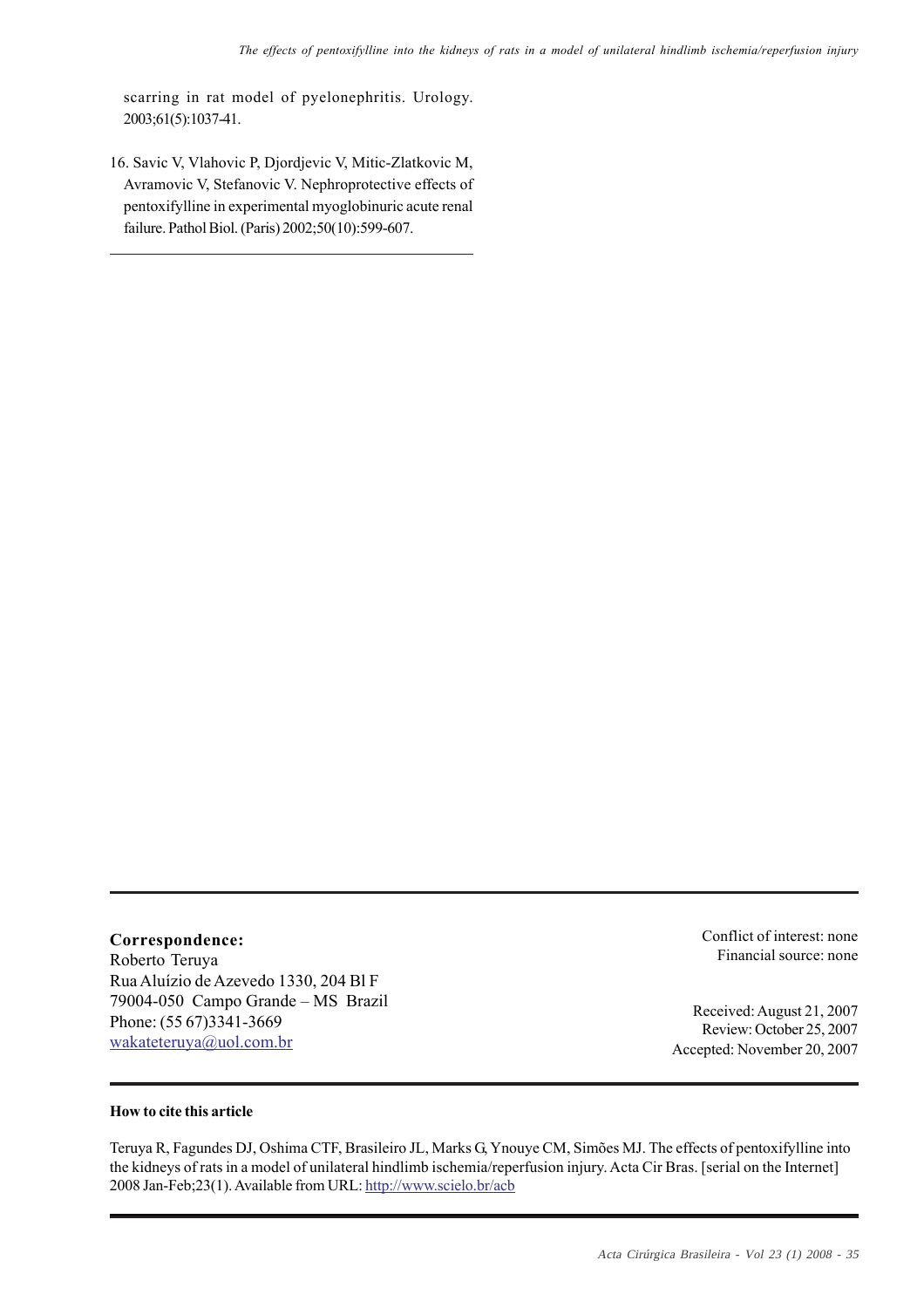scarring in rat model of pyelonephritis. Urology. 2003;61(5):1037-41.

16. Savic V, Vlahovic P, Djordjevic V, Mitic-Zlatkovic M, Avramovic V, Stefanovic V. Nephroprotective effects of pentoxifylline in experimental myoglobinuric acute renal failure. Pathol Biol. (Paris) 2002;50(10):599-607.

---

**Correspondence:**
Roberto Teruya
Rua Aluízio de Azevedo 1330, 204 Bl F
79004-050 Campo Grande – MS Brazil
Phone: (55 67)3341-3669
wakateteruya@uol.com.br

Conflict of interest: none
Financial source: none

Received: August 21, 2007
Review: October 25, 2007
Accepted: November 20, 2007

---

**How to cite this article**

Teruya R, Fagundes DJ, Oshima CTF, Brasileiro JL, Marks G, Ynouye CM, Simões MJ. The effects of pentoxifylline into the kidneys of rats in a model of unilateral hindlimb ischemia/reperfusion injury. Acta Cir Bras. [serial on the Internet] 2008 Jan-Feb;23(1). Available from URL: http://www.scielo.br/acb